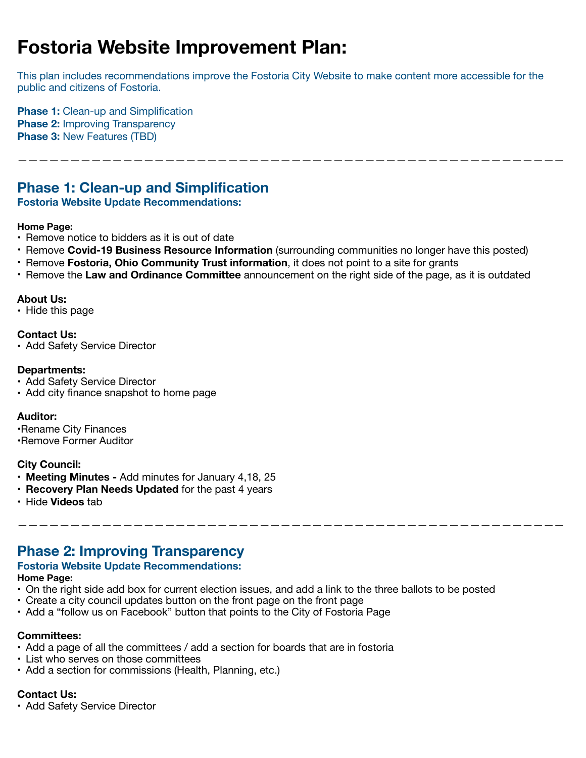# Fostoria Website Improvement Plan:

This plan includes recommendations improve the Fostoria City Website to make content more accessible for the public and citizens of Fostoria.

**Phase 1:** Clean-up and Simplification
**Phase 2:** Improving Transparency
**Phase 3:** New Features (TBD)

---

## Phase 1: Clean-up and Simplification

### Fostoria Website Update Recommendations:

**Home Page:**
- Remove notice to bidders as it is out of date
- Remove **Covid-19 Business Resource Information** (surrounding communities no longer have this posted)
- Remove **Fostoria, Ohio Community Trust information**, it does not point to a site for grants
- Remove the **Law and Ordinance Committee** announcement on the right side of the page, as it is outdated

**About Us:**
- Hide this page

**Contact Us:**
- Add Safety Service Director

**Departments:**
- Add Safety Service Director
- Add city finance snapshot to home page

**Auditor:**
- Rename City Finances
- Remove Former Auditor

**City Council:**
- **Meeting Minutes -** Add minutes for January 4,18, 25
- **Recovery Plan Needs Updated** for the past 4 years
- Hide **Videos** tab

---

## Phase 2: Improving Transparency

### Fostoria Website Update Recommendations:

**Home Page:**
- On the right side add box for current election issues, and add a link to the three ballots to be posted
- Create a city council updates button on the front page on the front page
- Add a "follow us on Facebook" button that points to the City of Fostoria Page

**Committees:**
- Add a page of all the committees / add a section for boards that are in fostoria
- List who serves on those committees
- Add a section for commissions (Health, Planning, etc.)

**Contact Us:**
- Add Safety Service Director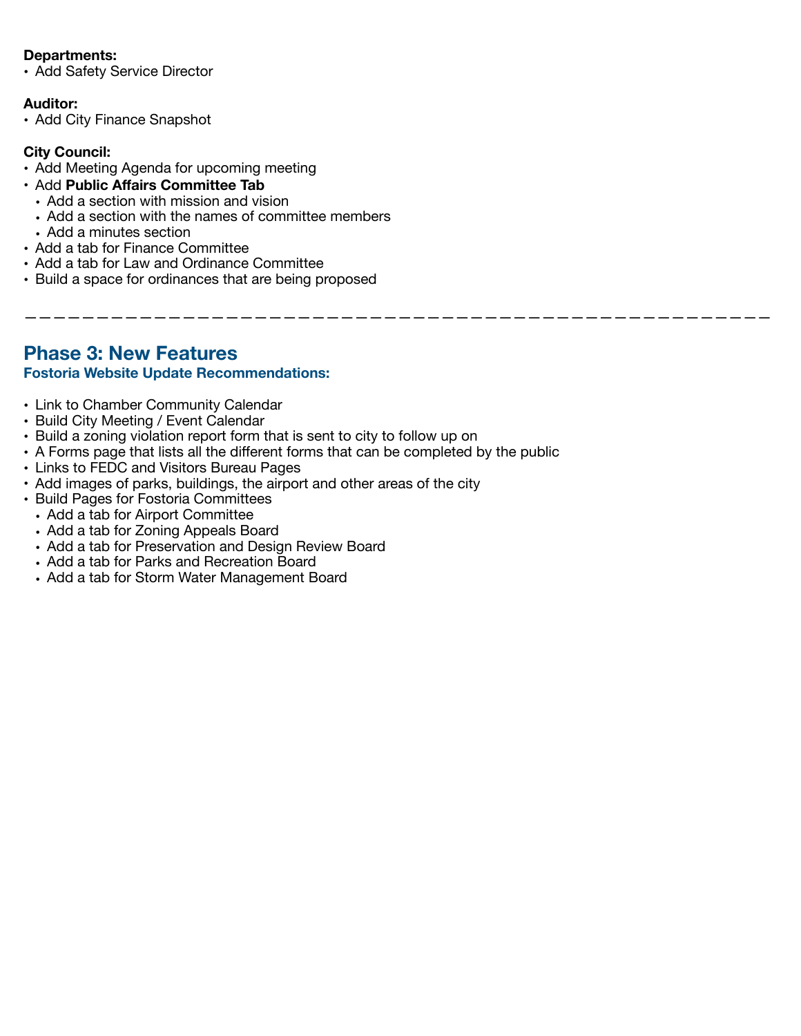**Departments:**

- Add Safety Service Director

**Auditor:**

- Add City Finance Snapshot

**City Council:**

- Add Meeting Agenda for upcoming meeting
- Add **Public Affairs Committee Tab**
  - Add a section with mission and vision
  - Add a section with the names of committee members
  - Add a minutes section
- Add a tab for Finance Committee
- Add a tab for Law and Ordinance Committee
- Build a space for ordinances that are being proposed

---

## Phase 3: New Features

### Fostoria Website Update Recommendations:

- Link to Chamber Community Calendar
- Build City Meeting / Event Calendar
- Build a zoning violation report form that is sent to city to follow up on
- A Forms page that lists all the different forms that can be completed by the public
- Links to FEDC and Visitors Bureau Pages
- Add images of parks, buildings, the airport and other areas of the city
- Build Pages for Fostoria Committees
  - Add a tab for Airport Committee
  - Add a tab for Zoning Appeals Board
  - Add a tab for Preservation and Design Review Board
  - Add a tab for Parks and Recreation Board
  - Add a tab for Storm Water Management Board